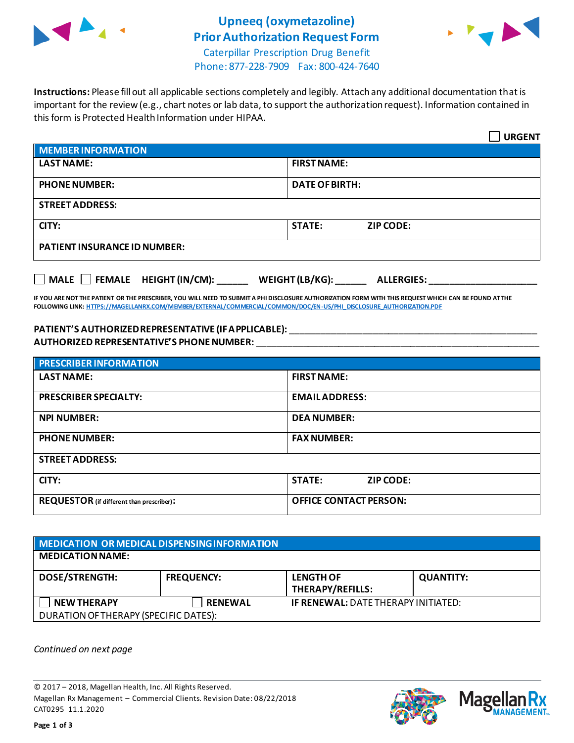# Upneeq (oxymetazoline) Prior Authorization Request Form

Caterpillar Prescription Drug Benefit
Phone: 877-228-7909 Fax: 800-424-7640

**Instructions:** Please fill out all applicable sections completely and legibly. Attach any additional documentation that is important for the review (e.g., chart notes or lab data, to support the authorization request). Information contained in this form is Protected Health Information under HIPAA.

☐ **URGENT**

| **MEMBER INFORMATION** | | |
|---|---|---|
| **LAST NAME:** | **FIRST NAME:** | |
| **PHONE NUMBER:** | **DATE OF BIRTH:** | |
| **STREET ADDRESS:** | | |
| **CITY:** | **STATE:** | **ZIP CODE:** |
| **PATIENT INSURANCE ID NUMBER:** | | |

☐ **MALE** ☐ **FEMALE** **HEIGHT (IN/CM):** ______ **WEIGHT (LB/KG):** ______ **ALLERGIES:** ____________________

**IF YOU ARE NOT THE PATIENT OR THE PRESCRIBER, YOU WILL NEED TO SUBMIT A PHI DISCLOSURE AUTHORIZATION FORM WITH THIS REQUEST WHICH CAN BE FOUND AT THE FOLLOWING LINK:** HTTPS://MAGELLANRX.COM/MEMBER/EXTERNAL/COMMERCIAL/COMMON/DOC/EN-US/PHI_DISCLOSURE_AUTHORIZATION.PDF

**PATIENT'S AUTHORIZED REPRESENTATIVE (IF APPLICABLE):** ____________________________________________

**AUTHORIZED REPRESENTATIVE'S PHONE NUMBER:** ____________________________________________

| **PRESCRIBER INFORMATION** | | |
|---|---|---|
| **LAST NAME:** | **FIRST NAME:** | |
| **PRESCRIBER SPECIALTY:** | **EMAIL ADDRESS:** | |
| **NPI NUMBER:** | **DEA NUMBER:** | |
| **PHONE NUMBER:** | **FAX NUMBER:** | |
| **STREET ADDRESS:** | | |
| **CITY:** | **STATE:** | **ZIP CODE:** |
| **REQUESTOR** (if different than prescriber)**:** | **OFFICE CONTACT PERSON:** | |

| **MEDICATION OR MEDICAL DISPENSING INFORMATION** | | | |
|---|---|---|---|
| **MEDICATION NAME:** | | | |
| **DOSE/STRENGTH:** | **FREQUENCY:** | **LENGTH OF THERAPY/REFILLS:** | **QUANTITY:** |
| ☐ **NEW THERAPY** | ☐ **RENEWAL** | **IF RENEWAL:** DATE THERAPY INITIATED: | |
| DURATION OF THERAPY (SPECIFIC DATES): | | | |

*Continued on next page*

© 2017 – 2018, Magellan Health, Inc. All Rights Reserved.
Magellan Rx Management – Commercial Clients. Revision Date: 08/22/2018
CAT0295 11.1.2020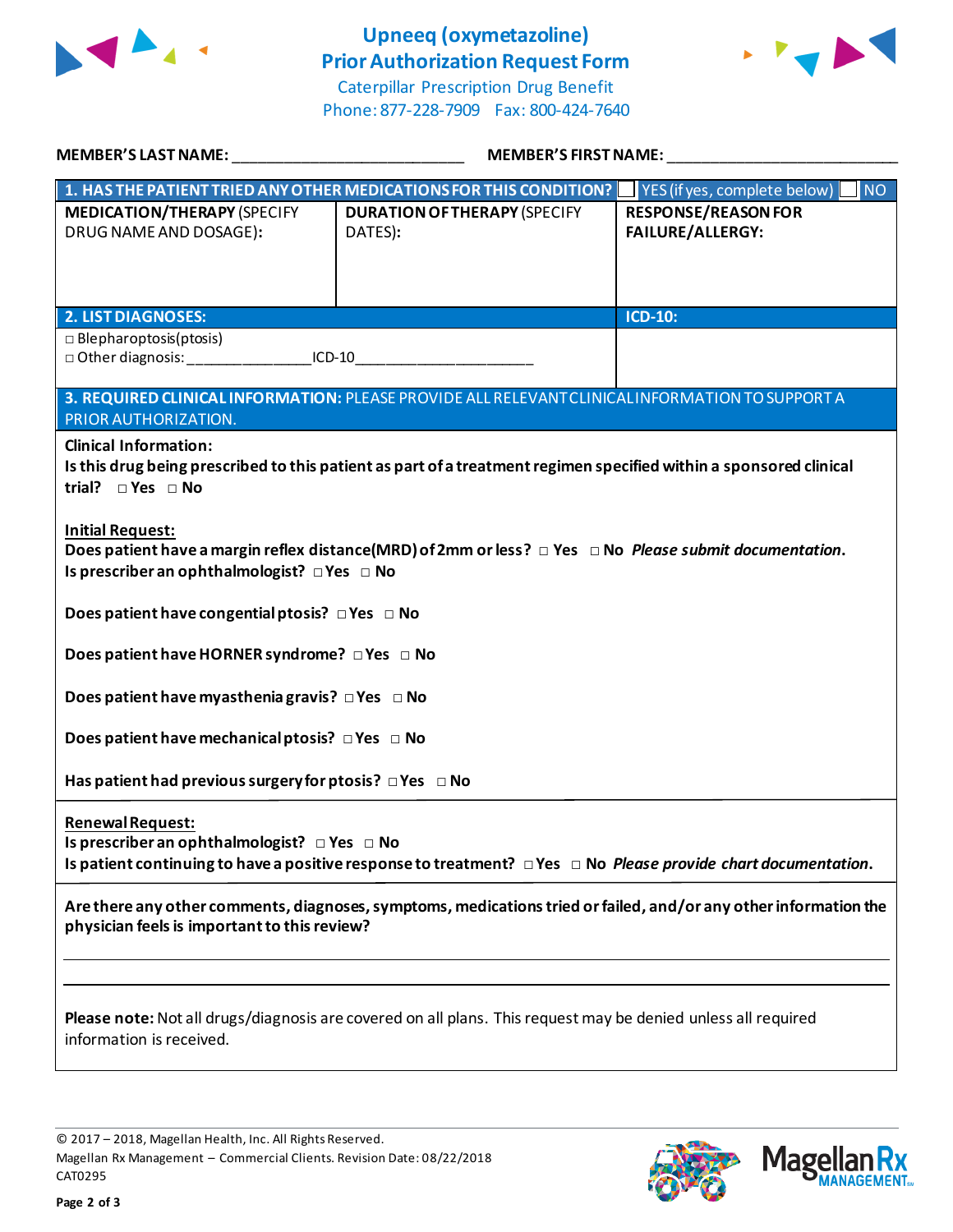# Upneeq (oxymetazoline) Prior Authorization Request Form

Caterpillar Prescription Drug Benefit

Phone: 877-228-7909 Fax: 800-424-7640

**MEMBER'S LAST NAME:** ___________________________ **MEMBER'S FIRST NAME:** ___________________________

| **1. HAS THE PATIENT TRIED ANY OTHER MEDICATIONS FOR THIS CONDITION?** | ☐ YES (if yes, complete below) | ☐ NO |
|---|---|---|
| **MEDICATION/THERAPY** (SPECIFY DRUG NAME AND DOSAGE): | **DURATION OF THERAPY** (SPECIFY DATES): | **RESPONSE/REASON FOR FAILURE/ALLERGY:** |
| | | |

| **2. LIST DIAGNOSES:** | **ICD-10:** |
|---|---|
| □ Blepharoptosis(ptosis)<br>□ Other diagnosis: _______________ICD-10_____________________ | |

**3. REQUIRED CLINICAL INFORMATION:** PLEASE PROVIDE ALL RELEVANT CLINICAL INFORMATION TO SUPPORT A PRIOR AUTHORIZATION.

**Clinical Information:**

**Is this drug being prescribed to this patient as part of a treatment regimen specified within a sponsored clinical trial?** □ Yes □ No

**Initial Request:**

**Does patient have a margin reflex distance(MRD) of 2mm or less?** □ Yes □ No ***Please submit documentation*.**

**Is prescriber an ophthalmologist?** □ Yes □ No

**Does patient have congential ptosis?** □ Yes □ No

**Does patient have HORNER syndrome?** □ Yes □ No

**Does patient have myasthenia gravis?** □ Yes □ No

**Does patient have mechanical ptosis?** □ Yes □ No

**Has patient had previous surgery for ptosis?** □ Yes □ No

**Renewal Request:**

**Is prescriber an ophthalmologist?** □ Yes □ No

**Is patient continuing to have a positive response to treatment?** □ Yes □ No ***Please provide chart documentation*.**

**Are there any other comments, diagnoses, symptoms, medications tried or failed, and/or any other information the physician feels is important to this review?**

_______________________________________________________________

_______________________________________________________________

**Please note:** Not all drugs/diagnosis are covered on all plans. This request may be denied unless all required information is received.

© 2017 – 2018, Magellan Health, Inc. All Rights Reserved.
Magellan Rx Management – Commercial Clients. Revision Date: 08/22/2018
CAT0295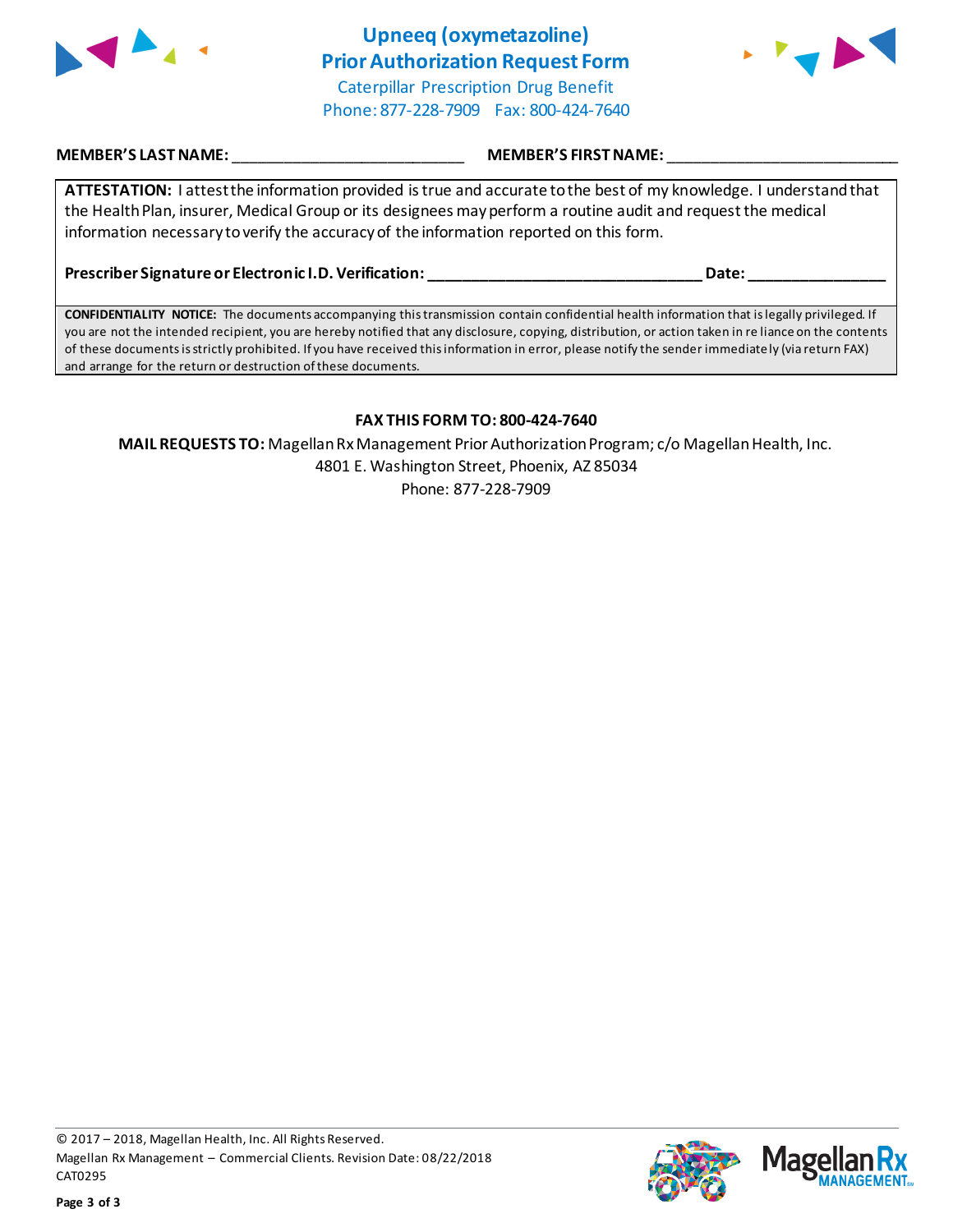# Upneeq (oxymetazoline)
# Prior Authorization Request Form

Caterpillar Prescription Drug Benefit
Phone: 877-228-7909 Fax: 800-424-7640

**MEMBER'S LAST NAME:** ___________________________ **MEMBER'S FIRST NAME:** ___________________________

**ATTESTATION:** I attest the information provided is true and accurate to the best of my knowledge. I understand that the Health Plan, insurer, Medical Group or its designees may perform a routine audit and request the medical information necessary to verify the accuracy of the information reported on this form.

**Prescriber Signature or Electronic I.D. Verification:** ________________________________ **Date:** ________________

**CONFIDENTIALITY NOTICE:** The documents accompanying this transmission contain confidential health information that is legally privileged. If you are not the intended recipient, you are hereby notified that any disclosure, copying, distribution, or action taken in reliance on the contents of these documents is strictly prohibited. If you have received this information in error, please notify the sender immediately (via return FAX) and arrange for the return or destruction of these documents.

**FAX THIS FORM TO: 800-424-7640**

**MAIL REQUESTS TO:** Magellan Rx Management Prior Authorization Program; c/o Magellan Health, Inc.
4801 E. Washington Street, Phoenix, AZ 85034
Phone: 877-228-7909

© 2017 – 2018, Magellan Health, Inc. All Rights Reserved.
Magellan Rx Management – Commercial Clients. Revision Date: 08/22/2018
CAT0295